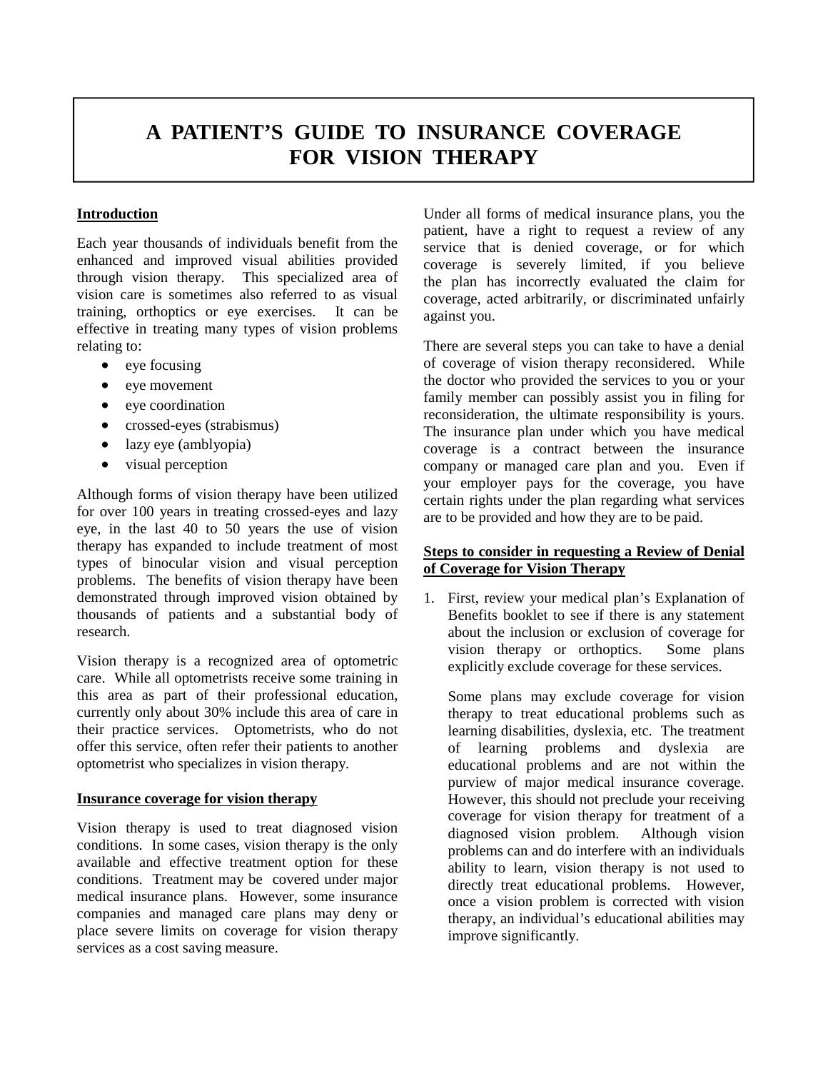# A PATIENT'S GUIDE TO INSURANCE COVERAGE FOR VISION THERAPY

## Introduction

Each year thousands of individuals benefit from the enhanced and improved visual abilities provided through vision therapy. This specialized area of vision care is sometimes also referred to as visual training, orthoptics or eye exercises. It can be effective in treating many types of vision problems relating to:

- eye focusing
- eye movement
- eye coordination
- crossed-eyes (strabismus)
- lazy eye (amblyopia)
- visual perception

Although forms of vision therapy have been utilized for over 100 years in treating crossed-eyes and lazy eye, in the last 40 to 50 years the use of vision therapy has expanded to include treatment of most types of binocular vision and visual perception problems. The benefits of vision therapy have been demonstrated through improved vision obtained by thousands of patients and a substantial body of research.

Vision therapy is a recognized area of optometric care. While all optometrists receive some training in this area as part of their professional education, currently only about 30% include this area of care in their practice services. Optometrists, who do not offer this service, often refer their patients to another optometrist who specializes in vision therapy.

## Insurance coverage for vision therapy

Vision therapy is used to treat diagnosed vision conditions. In some cases, vision therapy is the only available and effective treatment option for these conditions. Treatment may be covered under major medical insurance plans. However, some insurance companies and managed care plans may deny or place severe limits on coverage for vision therapy services as a cost saving measure.

Under all forms of medical insurance plans, you the patient, have a right to request a review of any service that is denied coverage, or for which coverage is severely limited, if you believe the plan has incorrectly evaluated the claim for coverage, acted arbitrarily, or discriminated unfairly against you.

There are several steps you can take to have a denial of coverage of vision therapy reconsidered. While the doctor who provided the services to you or your family member can possibly assist you in filing for reconsideration, the ultimate responsibility is yours. The insurance plan under which you have medical coverage is a contract between the insurance company or managed care plan and you. Even if your employer pays for the coverage, you have certain rights under the plan regarding what services are to be provided and how they are to be paid.

## Steps to consider in requesting a Review of Denial of Coverage for Vision Therapy

1. First, review your medical plan's Explanation of Benefits booklet to see if there is any statement about the inclusion or exclusion of coverage for vision therapy or orthoptics. Some plans explicitly exclude coverage for these services.

   Some plans may exclude coverage for vision therapy to treat educational problems such as learning disabilities, dyslexia, etc. The treatment of learning problems and dyslexia are educational problems and are not within the purview of major medical insurance coverage. However, this should not preclude your receiving coverage for vision therapy for treatment of a diagnosed vision problem. Although vision problems can and do interfere with an individuals ability to learn, vision therapy is not used to directly treat educational problems. However, once a vision problem is corrected with vision therapy, an individual's educational abilities may improve significantly.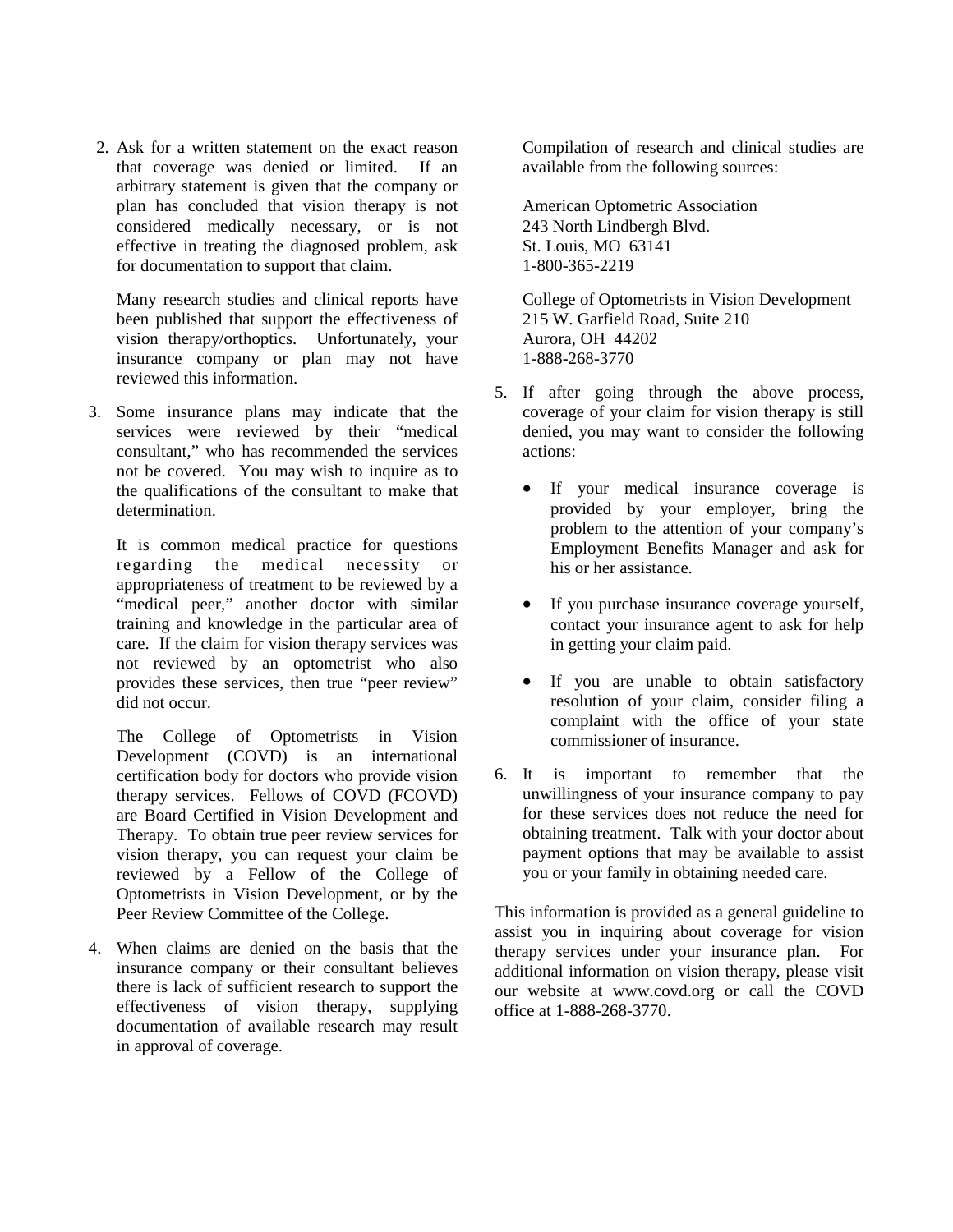2. Ask for a written statement on the exact reason that coverage was denied or limited. If an arbitrary statement is given that the company or plan has concluded that vision therapy is not considered medically necessary, or is not effective in treating the diagnosed problem, ask for documentation to support that claim.

   Many research studies and clinical reports have been published that support the effectiveness of vision therapy/orthoptics. Unfortunately, your insurance company or plan may not have reviewed this information.

3. Some insurance plans may indicate that the services were reviewed by their "medical consultant," who has recommended the services not be covered. You may wish to inquire as to the qualifications of the consultant to make that determination.

   It is common medical practice for questions regarding the medical necessity or appropriateness of treatment to be reviewed by a "medical peer," another doctor with similar training and knowledge in the particular area of care. If the claim for vision therapy services was not reviewed by an optometrist who also provides these services, then true "peer review" did not occur.

   The College of Optometrists in Vision Development (COVD) is an international certification body for doctors who provide vision therapy services. Fellows of COVD (FCOVD) are Board Certified in Vision Development and Therapy. To obtain true peer review services for vision therapy, you can request your claim be reviewed by a Fellow of the College of Optometrists in Vision Development, or by the Peer Review Committee of the College.

4. When claims are denied on the basis that the insurance company or their consultant believes there is lack of sufficient research to support the effectiveness of vision therapy, supplying documentation of available research may result in approval of coverage.

   Compilation of research and clinical studies are available from the following sources:

   American Optometric Association
   243 North Lindbergh Blvd.
   St. Louis, MO 63141
   1-800-365-2219

   College of Optometrists in Vision Development
   215 W. Garfield Road, Suite 210
   Aurora, OH 44202
   1-888-268-3770

5. If after going through the above process, coverage of your claim for vision therapy is still denied, you may want to consider the following actions:

   - If your medical insurance coverage is provided by your employer, bring the problem to the attention of your company's Employment Benefits Manager and ask for his or her assistance.
   - If you purchase insurance coverage yourself, contact your insurance agent to ask for help in getting your claim paid.
   - If you are unable to obtain satisfactory resolution of your claim, consider filing a complaint with the office of your state commissioner of insurance.

6. It is important to remember that the unwillingness of your insurance company to pay for these services does not reduce the need for obtaining treatment. Talk with your doctor about payment options that may be available to assist you or your family in obtaining needed care.

This information is provided as a general guideline to assist you in inquiring about coverage for vision therapy services under your insurance plan. For additional information on vision therapy, please visit our website at www.covd.org or call the COVD office at 1-888-268-3770.